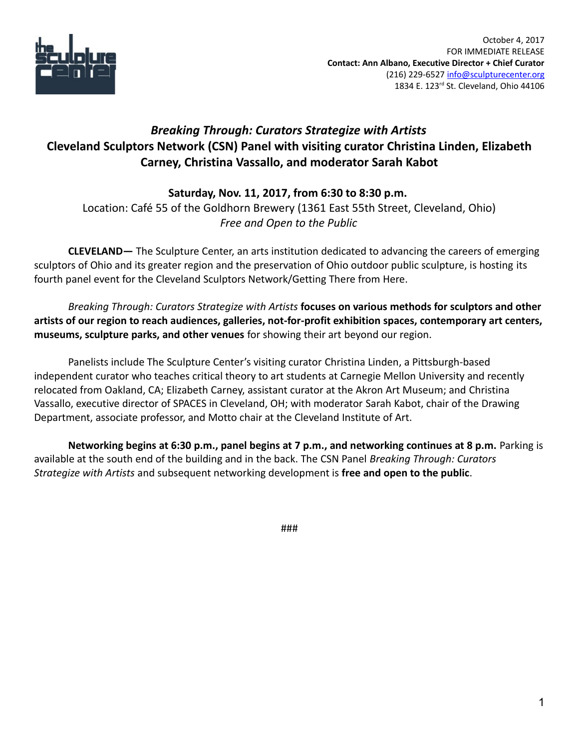October 4, 2017
FOR IMMEDIATE RELEASE
**Contact: Ann Albano, Executive Director + Chief Curator**
(216) 229-6527 info@sculpturecenter.org
1834 E. 123rd St. Cleveland, Ohio 44106

## *Breaking Through: Curators Strategize with Artists*
## Cleveland Sculptors Network (CSN) Panel with visiting curator Christina Linden, Elizabeth Carney, Christina Vassallo, and moderator Sarah Kabot

**Saturday, Nov. 11, 2017, from 6:30 to 8:30 p.m.**
Location: Café 55 of the Goldhorn Brewery (1361 East 55th Street, Cleveland, Ohio)
*Free and Open to the Public*

**CLEVELAND—** The Sculpture Center, an arts institution dedicated to advancing the careers of emerging sculptors of Ohio and its greater region and the preservation of Ohio outdoor public sculpture, is hosting its fourth panel event for the Cleveland Sculptors Network/Getting There from Here.

*Breaking Through: Curators Strategize with Artists* **focuses on various methods for sculptors and other artists of our region to reach audiences, galleries, not-for-profit exhibition spaces, contemporary art centers, museums, sculpture parks, and other venues** for showing their art beyond our region.

Panelists include The Sculpture Center's visiting curator Christina Linden, a Pittsburgh-based independent curator who teaches critical theory to art students at Carnegie Mellon University and recently relocated from Oakland, CA; Elizabeth Carney, assistant curator at the Akron Art Museum; and Christina Vassallo, executive director of SPACES in Cleveland, OH; with moderator Sarah Kabot, chair of the Drawing Department, associate professor, and Motto chair at the Cleveland Institute of Art.

**Networking begins at 6:30 p.m., panel begins at 7 p.m., and networking continues at 8 p.m.** Parking is available at the south end of the building and in the back. The CSN Panel *Breaking Through: Curators Strategize with Artists* and subsequent networking development is **free and open to the public**.

###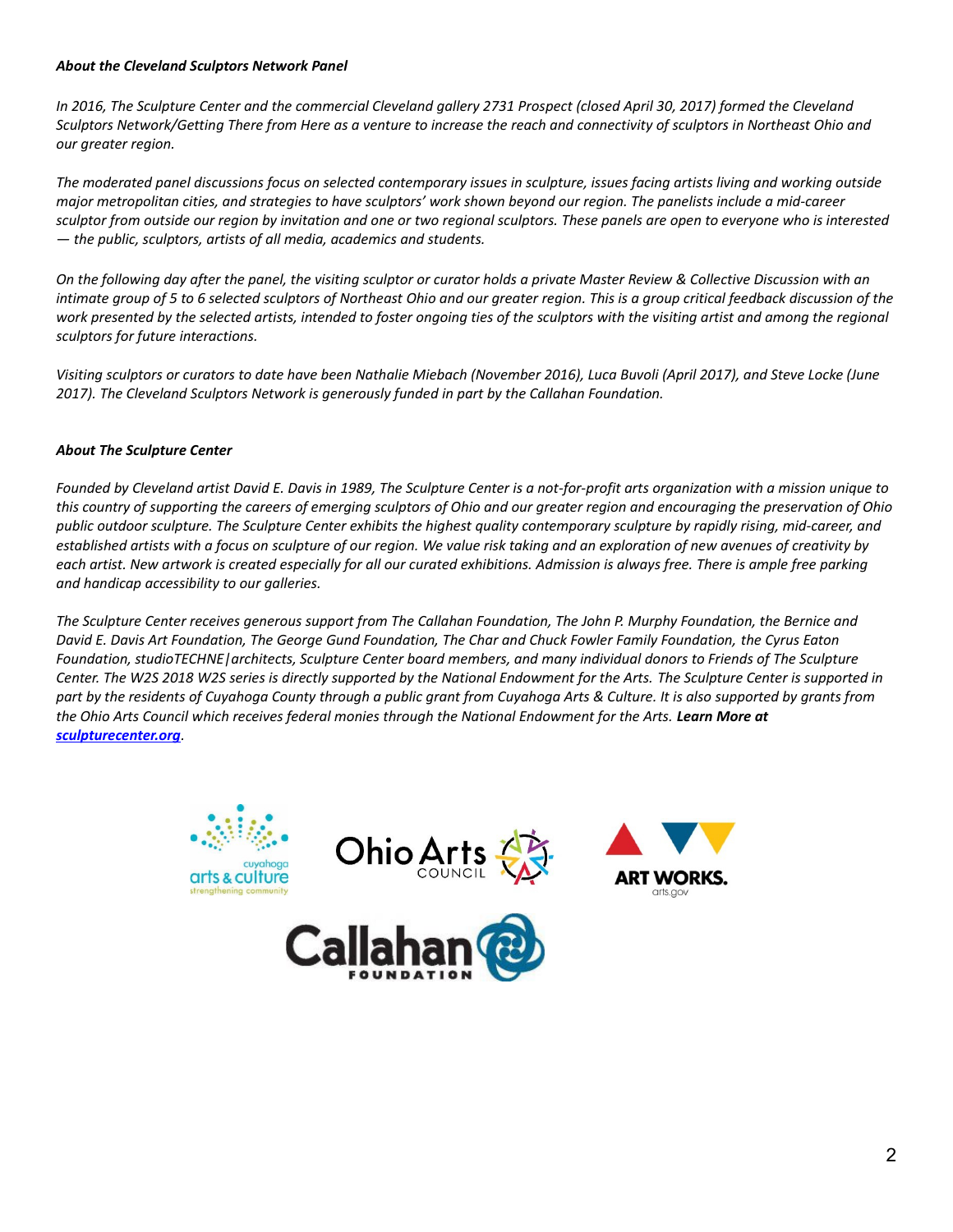***About the Cleveland Sculptors Network Panel***

*In 2016, The Sculpture Center and the commercial Cleveland gallery 2731 Prospect (closed April 30, 2017) formed the Cleveland Sculptors Network/Getting There from Here as a venture to increase the reach and connectivity of sculptors in Northeast Ohio and our greater region.*

*The moderated panel discussions focus on selected contemporary issues in sculpture, issues facing artists living and working outside major metropolitan cities, and strategies to have sculptors' work shown beyond our region. The panelists include a mid-career sculptor from outside our region by invitation and one or two regional sculptors. These panels are open to everyone who is interested — the public, sculptors, artists of all media, academics and students.*

*On the following day after the panel, the visiting sculptor or curator holds a private Master Review & Collective Discussion with an intimate group of 5 to 6 selected sculptors of Northeast Ohio and our greater region. This is a group critical feedback discussion of the work presented by the selected artists, intended to foster ongoing ties of the sculptors with the visiting artist and among the regional sculptors for future interactions.*

*Visiting sculptors or curators to date have been Nathalie Miebach (November 2016), Luca Buvoli (April 2017), and Steve Locke (June 2017). The Cleveland Sculptors Network is generously funded in part by the Callahan Foundation.*

***About The Sculpture Center***

*Founded by Cleveland artist David E. Davis in 1989, The Sculpture Center is a not-for-profit arts organization with a mission unique to this country of supporting the careers of emerging sculptors of Ohio and our greater region and encouraging the preservation of Ohio public outdoor sculpture. The Sculpture Center exhibits the highest quality contemporary sculpture by rapidly rising, mid-career, and established artists with a focus on sculpture of our region. We value risk taking and an exploration of new avenues of creativity by each artist. New artwork is created especially for all our curated exhibitions. Admission is always free. There is ample free parking and handicap accessibility to our galleries.*

*The Sculpture Center receives generous support from The Callahan Foundation, The John P. Murphy Foundation, the Bernice and David E. Davis Art Foundation, The George Gund Foundation, The Char and Chuck Fowler Family Foundation, the Cyrus Eaton Foundation, studioTECHNE|architects, Sculpture Center board members, and many individual donors to Friends of The Sculpture Center. The W2S 2018 W2S series is directly supported by the National Endowment for the Arts. The Sculpture Center is supported in part by the residents of Cuyahoga County through a public grant from Cuyahoga Arts & Culture. It is also supported by grants from the Ohio Arts Council which receives federal monies through the National Endowment for the Arts.* ***Learn More at [sculpturecenter.org](sculpturecenter.org)***.

cuyahoga arts & culture
strengthening community

Ohio Arts COUNCIL

ART WORKS.
arts.gov

Callahan FOUNDATION